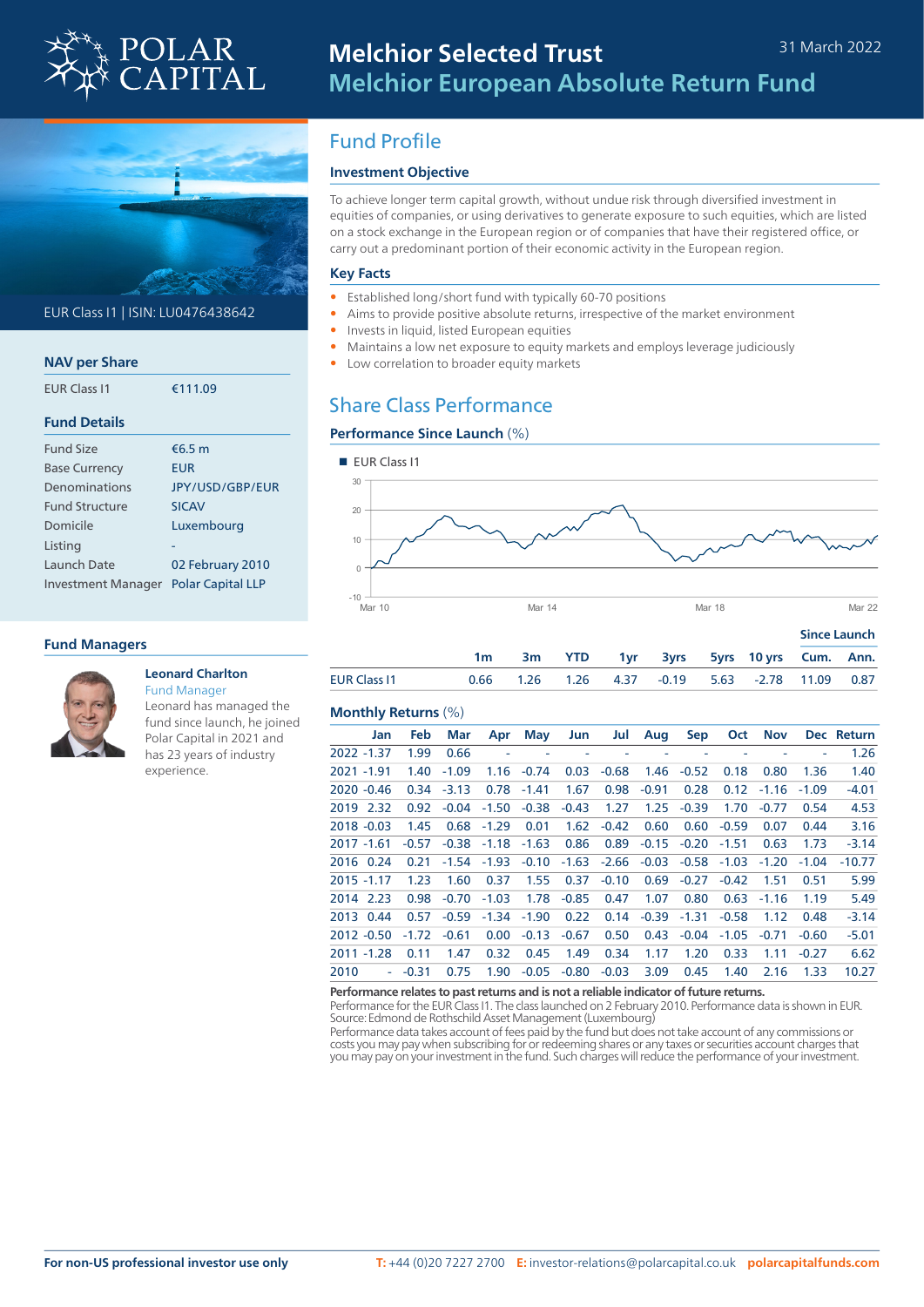# Melchior Selected Trust
## Melchior European Absolute Return Fund

31 March 2022

EUR Class I1 | ISIN: LU0476438642

### NAV per Share

| | |
|---|---|
| EUR Class I1 | €111.09 |

### Fund Details

| | |
|---|---|
| Fund Size | €6.5 m |
| Base Currency | EUR |
| Denominations | JPY/USD/GBP/EUR |
| Fund Structure | SICAV |
| Domicile | Luxembourg |
| Listing | - |
| Launch Date | 02 February 2010 |
| Investment Manager | Polar Capital LLP |

### Fund Managers

**Leonard Charlton**
Fund Manager
Leonard has managed the fund since launch, he joined Polar Capital in 2021 and has 23 years of industry experience.

## Fund Profile

### Investment Objective

To achieve longer term capital growth, without undue risk through diversified investment in equities of companies, or using derivatives to generate exposure to such equities, which are listed on a stock exchange in the European region or of companies that have their registered office, or carry out a predominant portion of their economic activity in the European region.

### Key Facts

- Established long/short fund with typically 60-70 positions
- Aims to provide positive absolute returns, irrespective of the market environment
- Invests in liquid, listed European equities
- Maintains a low net exposure to equity markets and employs leverage judiciously
- Low correlation to broader equity markets

## Share Class Performance

### Performance Since Launch (%)

■ EUR Class I1

| | 1m | 3m | YTD | 1yr | 3yrs | 5yrs | 10 yrs | Since Launch Cum. | Since Launch Ann. |
|---|---|---|---|---|---|---|---|---|---|
| EUR Class I1 | 0.66 | 1.26 | 1.26 | 4.37 | -0.19 | 5.63 | -2.78 | 11.09 | 0.87 |

### Monthly Returns (%)

| | Jan | Feb | Mar | Apr | May | Jun | Jul | Aug | Sep | Oct | Nov | Dec | Return |
|---|---|---|---|---|---|---|---|---|---|---|---|---|---|
| 2022 | -1.37 | 1.99 | 0.66 | - | - | - | - | - | - | - | - | - | 1.26 |
| 2021 | -1.91 | 1.40 | -1.09 | 1.16 | -0.74 | 0.03 | -0.68 | 1.46 | -0.52 | 0.18 | 0.80 | 1.36 | 1.40 |
| 2020 | -0.46 | 0.34 | -3.13 | 0.78 | -1.41 | 1.67 | 0.98 | -0.91 | 0.28 | 0.12 | -1.16 | -1.09 | -4.01 |
| 2019 | 2.32 | 0.92 | -0.04 | -1.50 | -0.38 | -0.43 | 1.27 | 1.25 | -0.39 | 1.70 | -0.77 | 0.54 | 4.53 |
| 2018 | -0.03 | 1.45 | 0.68 | -1.29 | 0.01 | 1.62 | -0.42 | 0.60 | 0.60 | -0.59 | 0.07 | 0.44 | 3.16 |
| 2017 | -1.61 | -0.57 | -0.38 | -1.18 | -1.63 | 0.86 | 0.89 | -0.15 | -0.20 | -1.51 | 0.63 | 1.73 | -3.14 |
| 2016 | 0.24 | 0.21 | -1.54 | -1.93 | -0.10 | -1.63 | -2.66 | -0.03 | -0.58 | -1.03 | -1.20 | -1.04 | -10.77 |
| 2015 | -1.17 | 1.23 | 1.60 | 0.37 | 1.55 | 0.37 | -0.10 | 0.69 | -0.27 | -0.42 | 1.51 | 0.51 | 5.99 |
| 2014 | 2.23 | 0.98 | -0.70 | -1.03 | 1.78 | -0.85 | 0.47 | 1.07 | 0.80 | 0.63 | -1.16 | 1.19 | 5.49 |
| 2013 | 0.44 | 0.57 | -0.59 | -1.34 | -1.90 | 0.22 | 0.14 | -0.39 | -1.31 | -0.58 | 1.12 | 0.48 | -3.14 |
| 2012 | -0.50 | -1.72 | -0.61 | 0.00 | -0.13 | -0.67 | 0.50 | 0.43 | -0.04 | -1.05 | -0.71 | -0.60 | -5.01 |
| 2011 | -1.28 | 0.11 | 1.47 | 0.32 | 0.45 | 1.49 | 0.34 | 1.17 | 1.20 | 0.33 | 1.11 | -0.27 | 6.62 |
| 2010 | - | -0.31 | 0.75 | 1.90 | -0.05 | -0.80 | -0.03 | 3.09 | 0.45 | 1.40 | 2.16 | 1.33 | 10.27 |

**Performance relates to past returns and is not a reliable indicator of future returns.**
Performance for the EUR Class I1. The class launched on 2 February 2010. Performance data is shown in EUR.
Source: Edmond de Rothschild Asset Management (Luxembourg)
Performance data takes account of fees paid by the fund but does not take account of any commissions or costs you may pay when subscribing for or redeeming shares or any taxes or securities account charges that you may pay on your investment in the fund. Such charges will reduce the performance of your investment.

**For non-US professional investor use only** T: +44 (0)20 7227 2700 E: investor-relations@polarcapital.co.uk polarcapitalfunds.com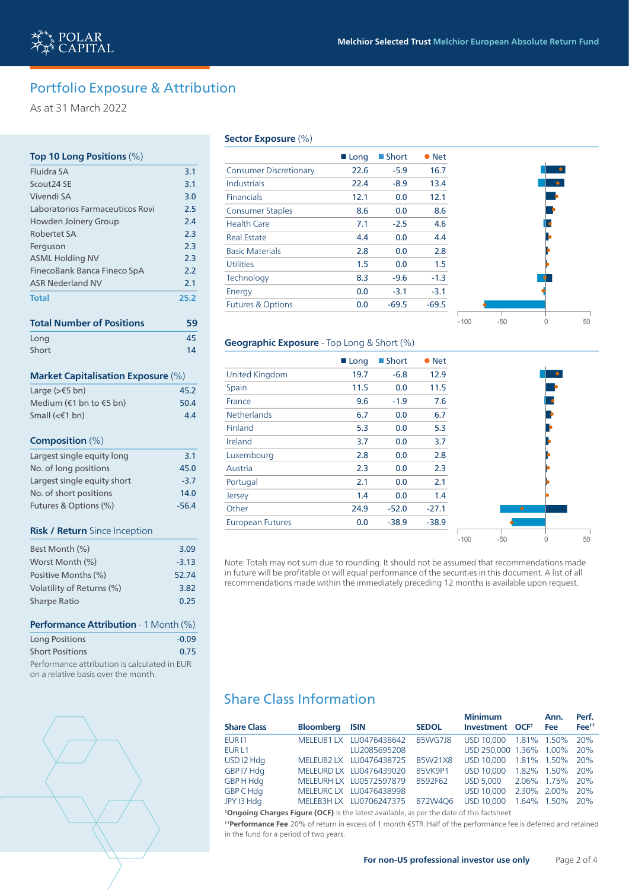## Portfolio Exposure & Attribution

As at 31 March 2022

### Top 10 Long Positions (%)

| Position | % |
|---|---|
| Fluidra SA | 3.1 |
| Scout24 SE | 3.1 |
| Vivendi SA | 3.0 |
| Laboratorios Farmaceuticos Rovi | 2.5 |
| Howden Joinery Group | 2.4 |
| Robertet SA | 2.3 |
| Ferguson | 2.3 |
| ASML Holding NV | 2.3 |
| FinecoBank Banca Fineco SpA | 2.2 |
| ASR Nederland NV | 2.1 |
| **Total** | **25.2** |

### Total Number of Positions

| | 59 |
|---|---|
| Long | 45 |
| Short | 14 |

### Market Capitalisation Exposure (%)

| | |
|---|---|
| Large (>€5 bn) | 45.2 |
| Medium (€1 bn to €5 bn) | 50.4 |
| Small (<€1 bn) | 4.4 |

### Composition (%)

| | |
|---|---|
| Largest single equity long | 3.1 |
| No. of long positions | 45.0 |
| Largest single equity short | -3.7 |
| No. of short positions | 14.0 |
| Futures & Options (%) | -56.4 |

### Risk / Return Since Inception

| | |
|---|---|
| Best Month (%) | 3.09 |
| Worst Month (%) | -3.13 |
| Positive Months (%) | 52.74 |
| Volatility of Returns (%) | 3.82 |
| Sharpe Ratio | 0.25 |

### Performance Attribution - 1 Month (%)

| | |
|---|---|
| Long Positions | -0.09 |
| Short Positions | 0.75 |

Performance attribution is calculated in EUR on a relative basis over the month.

### Sector Exposure (%)

| | Long | Short | Net |
|---|---|---|---|
| Consumer Discretionary | 22.6 | -5.9 | 16.7 |
| Industrials | 22.4 | -8.9 | 13.4 |
| Financials | 12.1 | 0.0 | 12.1 |
| Consumer Staples | 8.6 | 0.0 | 8.6 |
| Health Care | 7.1 | -2.5 | 4.6 |
| Real Estate | 4.4 | 0.0 | 4.4 |
| Basic Materials | 2.8 | 0.0 | 2.8 |
| Utilities | 1.5 | 0.0 | 1.5 |
| Technology | 8.3 | -9.6 | -1.3 |
| Energy | 0.0 | -3.1 | -3.1 |
| Futures & Options | 0.0 | -69.5 | -69.5 |

### Geographic Exposure - Top Long & Short (%)

| | Long | Short | Net |
|---|---|---|---|
| United Kingdom | 19.7 | -6.8 | 12.9 |
| Spain | 11.5 | 0.0 | 11.5 |
| France | 9.6 | -1.9 | 7.6 |
| Netherlands | 6.7 | 0.0 | 6.7 |
| Finland | 5.3 | 0.0 | 5.3 |
| Ireland | 3.7 | 0.0 | 3.7 |
| Luxembourg | 2.8 | 0.0 | 2.8 |
| Austria | 2.3 | 0.0 | 2.3 |
| Portugal | 2.1 | 0.0 | 2.1 |
| Jersey | 1.4 | 0.0 | 1.4 |
| Other | 24.9 | -52.0 | -27.1 |
| European Futures | 0.0 | -38.9 | -38.9 |

Note: Totals may not sum due to rounding. It should not be assumed that recommendations made in future will be profitable or will equal performance of the securities in this document. A list of all recommendations made within the immediately preceding 12 months is available upon request.

## Share Class Information

| Share Class | Bloomberg | ISIN | SEDOL | Minimum Investment | OCF† | Ann. Fee | Perf. Fee†† |
|---|---|---|---|---|---|---|---|
| EUR I1 | MELEUB1 LX | LU0476438642 | B5WG7J8 | USD 10,000 | 1.81% | 1.50% | 20% |
| EUR L1 | | LU2085695208 | | USD 250,000 | 1.36% | 1.00% | 20% |
| USD I2 Hdg | MELEUB2 LX | LU0476438725 | B5W21X8 | USD 10,000 | 1.81% | 1.50% | 20% |
| GBP I7 Hdg | MELEURD LX | LU0476439020 | B5VK9P1 | USD 10,000 | 1.82% | 1.50% | 20% |
| GBP H Hdg | MELEURH LX | LU0572597879 | B592F62 | USD 5,000 | 2.06% | 1.75% | 20% |
| GBP C Hdg | MELEURC LX | LU0476438998 | | USD 10,000 | 2.30% | 2.00% | 20% |
| JPY I3 Hdg | MELEB3H LX | LU0706247375 | B72W4Q6 | USD 10,000 | 1.64% | 1.50% | 20% |

†**Ongoing Charges Figure (OCF)** is the latest available, as per the date of this factsheet

††**Performance Fee** 20% of return in excess of 1 month €STR. Half of the performance fee is deferred and retained in the fund for a period of two years.

**For non-US professional investor use only**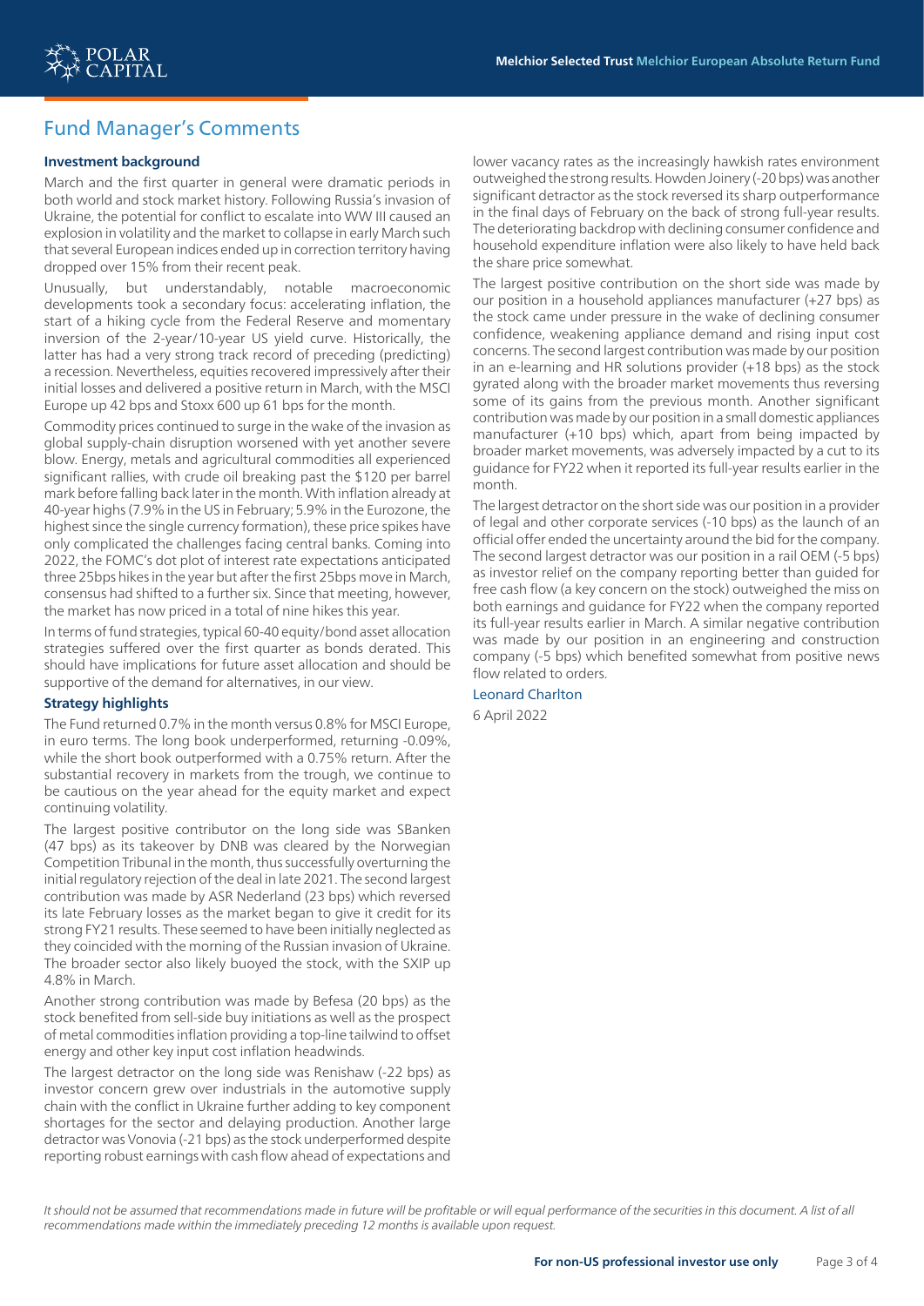## Fund Manager's Comments

### Investment background

March and the first quarter in general were dramatic periods in both world and stock market history. Following Russia's invasion of Ukraine, the potential for conflict to escalate into WW III caused an explosion in volatility and the market to collapse in early March such that several European indices ended up in correction territory having dropped over 15% from their recent peak.

Unusually, but understandably, notable macroeconomic developments took a secondary focus: accelerating inflation, the start of a hiking cycle from the Federal Reserve and momentary inversion of the 2-year/10-year US yield curve. Historically, the latter has had a very strong track record of preceding (predicting) a recession. Nevertheless, equities recovered impressively after their initial losses and delivered a positive return in March, with the MSCI Europe up 42 bps and Stoxx 600 up 61 bps for the month.

Commodity prices continued to surge in the wake of the invasion as global supply-chain disruption worsened with yet another severe blow. Energy, metals and agricultural commodities all experienced significant rallies, with crude oil breaking past the $120 per barrel mark before falling back later in the month. With inflation already at 40-year highs (7.9% in the US in February; 5.9% in the Eurozone, the highest since the single currency formation), these price spikes have only complicated the challenges facing central banks. Coming into 2022, the FOMC's dot plot of interest rate expectations anticipated three 25bps hikes in the year but after the first 25bps move in March, consensus had shifted to a further six. Since that meeting, however, the market has now priced in a total of nine hikes this year.

In terms of fund strategies, typical 60-40 equity/bond asset allocation strategies suffered over the first quarter as bonds derated. This should have implications for future asset allocation and should be supportive of the demand for alternatives, in our view.

### Strategy highlights

The Fund returned 0.7% in the month versus 0.8% for MSCI Europe, in euro terms. The long book underperformed, returning -0.09%, while the short book outperformed with a 0.75% return. After the substantial recovery in markets from the trough, we continue to be cautious on the year ahead for the equity market and expect continuing volatility.

The largest positive contributor on the long side was SBanken (47 bps) as its takeover by DNB was cleared by the Norwegian Competition Tribunal in the month, thus successfully overturning the initial regulatory rejection of the deal in late 2021. The second largest contribution was made by ASR Nederland (23 bps) which reversed its late February losses as the market began to give it credit for its strong FY21 results. These seemed to have been initially neglected as they coincided with the morning of the Russian invasion of Ukraine. The broader sector also likely buoyed the stock, with the SXIP up 4.8% in March.

Another strong contribution was made by Befesa (20 bps) as the stock benefited from sell-side buy initiations as well as the prospect of metal commodities inflation providing a top-line tailwind to offset energy and other key input cost inflation headwinds.

The largest detractor on the long side was Renishaw (-22 bps) as investor concern grew over industrials in the automotive supply chain with the conflict in Ukraine further adding to key component shortages for the sector and delaying production. Another large detractor was Vonovia (-21 bps) as the stock underperformed despite reporting robust earnings with cash flow ahead of expectations and lower vacancy rates as the increasingly hawkish rates environment outweighed the strong results. Howden Joinery (-20 bps) was another significant detractor as the stock reversed its sharp outperformance in the final days of February on the back of strong full-year results. The deteriorating backdrop with declining consumer confidence and household expenditure inflation were also likely to have held back the share price somewhat.

The largest positive contribution on the short side was made by our position in a household appliances manufacturer (+27 bps) as the stock came under pressure in the wake of declining consumer confidence, weakening appliance demand and rising input cost concerns. The second largest contribution was made by our position in an e-learning and HR solutions provider (+18 bps) as the stock gyrated along with the broader market movements thus reversing some of its gains from the previous month. Another significant contribution was made by our position in a small domestic appliances manufacturer (+10 bps) which, apart from being impacted by broader market movements, was adversely impacted by a cut to its guidance for FY22 when it reported its full-year results earlier in the month.

The largest detractor on the short side was our position in a provider of legal and other corporate services (-10 bps) as the launch of an official offer ended the uncertainty around the bid for the company. The second largest detractor was our position in a rail OEM (-5 bps) as investor relief on the company reporting better than guided for free cash flow (a key concern on the stock) outweighed the miss on both earnings and guidance for FY22 when the company reported its full-year results earlier in March. A similar negative contribution was made by our position in an engineering and construction company (-5 bps) which benefited somewhat from positive news flow related to orders.

Leonard Charlton

6 April 2022

*It should not be assumed that recommendations made in future will be profitable or will equal performance of the securities in this document. A list of all recommendations made within the immediately preceding 12 months is available upon request.*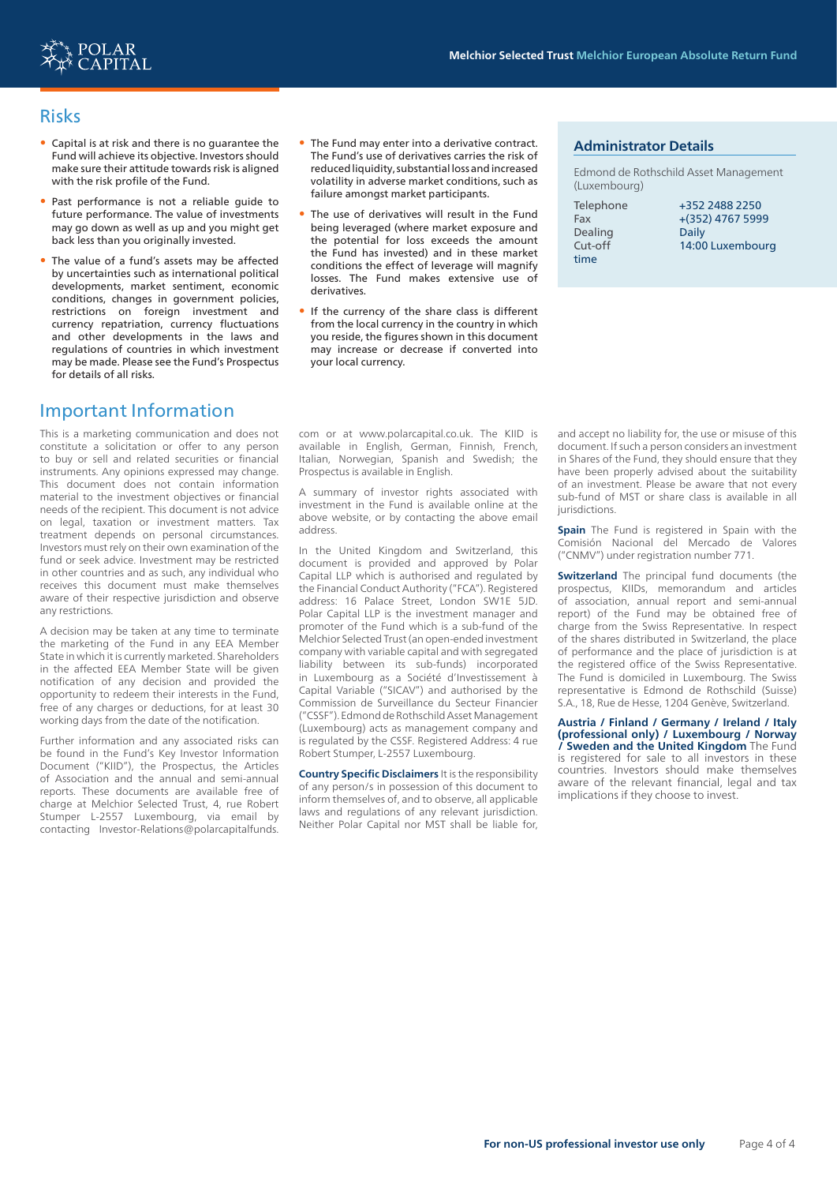## Risks

- Capital is at risk and there is no guarantee the Fund will achieve its objective. Investors should make sure their attitude towards risk is aligned with the risk profile of the Fund.
- Past performance is not a reliable guide to future performance. The value of investments may go down as well as up and you might get back less than you originally invested.
- The value of a fund's assets may be affected by uncertainties such as international political developments, market sentiment, economic conditions, changes in government policies, restrictions on foreign investment and currency repatriation, currency fluctuations and other developments in the laws and regulations of countries in which investment may be made. Please see the Fund's Prospectus for details of all risks.
- The Fund may enter into a derivative contract. The Fund's use of derivatives carries the risk of reduced liquidity, substantial loss and increased volatility in adverse market conditions, such as failure amongst market participants.
- The use of derivatives will result in the Fund being leveraged (where market exposure and the potential for loss exceeds the amount the Fund has invested) and in these market conditions the effect of leverage will magnify losses. The Fund makes extensive use of derivatives.
- If the currency of the share class is different from the local currency in the country in which you reside, the figures shown in this document may increase or decrease if converted into your local currency.

### Administrator Details

Edmond de Rothschild Asset Management (Luxembourg)

| | |
|---|---|
| Telephone | +352 2488 2250 |
| Fax | +(352) 4767 5999 |
| Dealing | Daily |
| Cut-off time | 14:00 Luxembourg |

## Important Information

This is a marketing communication and does not constitute a solicitation or offer to any person to buy or sell and related securities or financial instruments. Any opinions expressed may change. This document does not contain information material to the investment objectives or financial needs of the recipient. This document is not advice on legal, taxation or investment matters. Tax treatment depends on personal circumstances. Investors must rely on their own examination of the fund or seek advice. Investment may be restricted in other countries and as such, any individual who receives this document must make themselves aware of their respective jurisdiction and observe any restrictions.

A decision may be taken at any time to terminate the marketing of the Fund in any EEA Member State in which it is currently marketed. Shareholders in the affected EEA Member State will be given notification of any decision and provided the opportunity to redeem their interests in the Fund, free of any charges or deductions, for at least 30 working days from the date of the notification.

Further information and any associated risks can be found in the Fund's Key Investor Information Document ("KIID"), the Prospectus, the Articles of Association and the annual and semi-annual reports. These documents are available free of charge at Melchior Selected Trust, 4, rue Robert Stumper L-2557 Luxembourg, via email by contacting Investor-Relations@polarcapitalfunds.com or at www.polarcapital.co.uk. The KIID is available in English, German, Finnish, French, Italian, Norwegian, Spanish and Swedish; the Prospectus is available in English.

A summary of investor rights associated with investment in the Fund is available online at the above website, or by contacting the above email address.

In the United Kingdom and Switzerland, this document is provided and approved by Polar Capital LLP which is authorised and regulated by the Financial Conduct Authority ("FCA"). Registered address: 16 Palace Street, London SW1E 5JD. Polar Capital LLP is the investment manager and promoter of the Fund which is a sub-fund of the Melchior Selected Trust (an open-ended investment company with variable capital and with segregated liability between its sub-funds) incorporated in Luxembourg as a Société d'Investissement à Capital Variable ("SICAV") and authorised by the Commission de Surveillance du Secteur Financier ("CSSF"). Edmond de Rothschild Asset Management (Luxembourg) acts as management company and is regulated by the CSSF. Registered Address: 4 rue Robert Stumper, L-2557 Luxembourg.

**Country Specific Disclaimers** It is the responsibility of any person/s in possession of this document to inform themselves of, and to observe, all applicable laws and regulations of any relevant jurisdiction. Neither Polar Capital nor MST shall be liable for, and accept no liability for, the use or misuse of this document. If such a person considers an investment in Shares of the Fund, they should ensure that they have been properly advised about the suitability of an investment. Please be aware that not every sub-fund of MST or share class is available in all jurisdictions.

**Spain** The Fund is registered in Spain with the Comisión Nacional del Mercado de Valores ("CNMV") under registration number 771.

**Switzerland** The principal fund documents (the prospectus, KIIDs, memorandum and articles of association, annual report and semi-annual report) of the Fund may be obtained free of charge from the Swiss Representative. In respect of the shares distributed in Switzerland, the place of performance and the place of jurisdiction is at the registered office of the Swiss Representative. The Fund is domiciled in Luxembourg. The Swiss representative is Edmond de Rothschild (Suisse) S.A., 18, Rue de Hesse, 1204 Genève, Switzerland.

**Austria / Finland / Germany / Ireland / Italy (professional only) / Luxembourg / Norway / Sweden and the United Kingdom** The Fund is registered for sale to all investors in these countries. Investors should make themselves aware of the relevant financial, legal and tax implications if they choose to invest.

**For non-US professional investor use only**